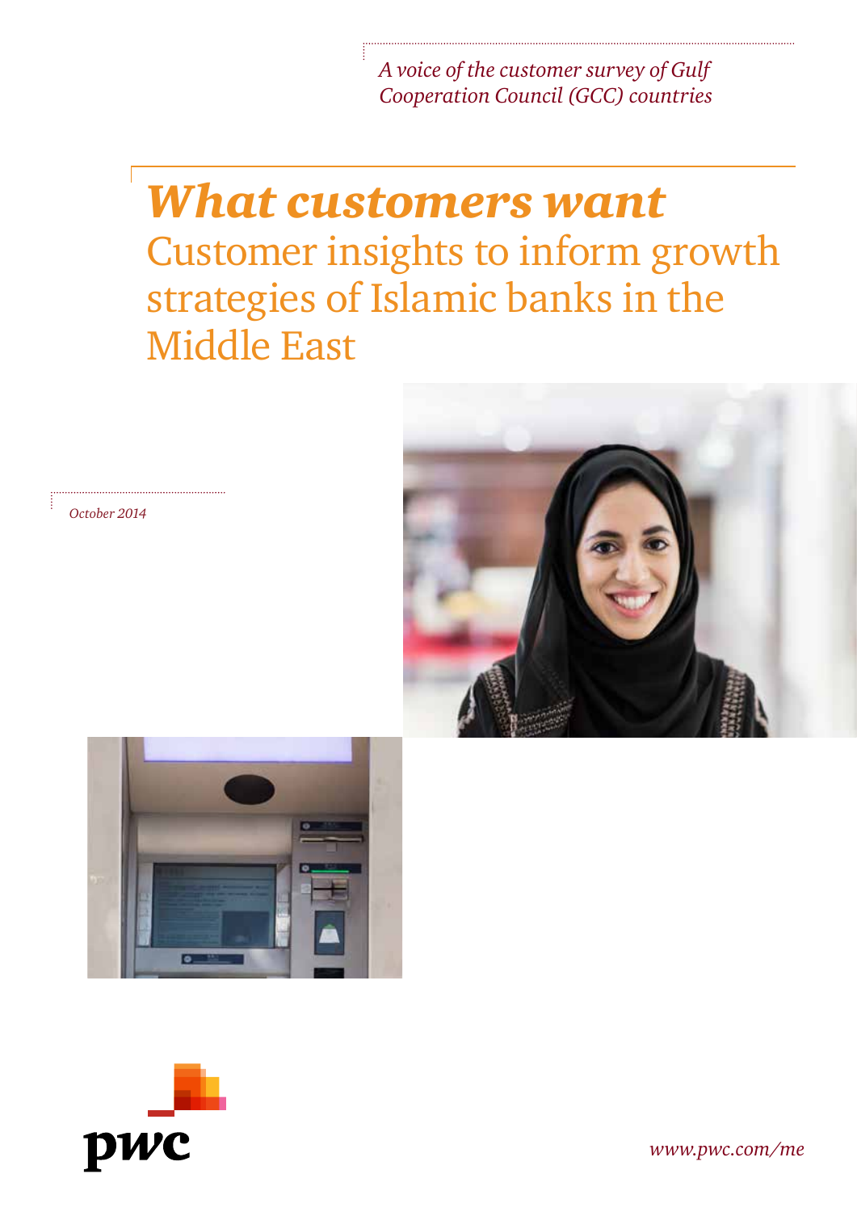*A voice of the customer survey of Gulf Cooperation Council (GCC) countries*

# *What customers want*

## Customer insights to inform growth strategies of Islamic banks in the Middle East

*October 2014*

*www.pwc.com/me*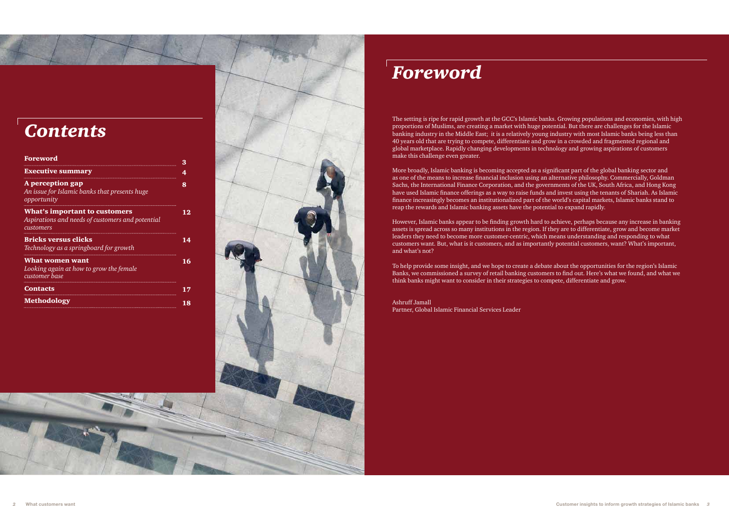# Contents

| | |
|---|---|
| **Foreword** | **3** |
| **Executive summary** | **4** |
| **A perception gap**<br>*An issue for Islamic banks that presents huge opportunity* | **8** |
| **What's important to customers**<br>*Aspirations and needs of customers and potential customers* | **12** |
| **Bricks versus clicks**<br>*Technology as a springboard for growth* | **14** |
| **What women want**<br>*Looking again at how to grow the female customer base* | **16** |
| **Contacts** | **17** |
| **Methodology** | **18** |

# Foreword

The setting is ripe for rapid growth at the GCC's Islamic banks. Growing populations and economies, with high proportions of Muslims, are creating a market with huge potential. But there are challenges for the Islamic banking industry in the Middle East; it is a relatively young industry with most Islamic banks being less than 40 years old that are trying to compete, differentiate and grow in a crowded and fragmented regional and global marketplace. Rapidly changing developments in technology and growing aspirations of customers make this challenge even greater.

More broadly, Islamic banking is becoming accepted as a significant part of the global banking sector and as one of the means to increase financial inclusion using an alternative philosophy. Commercially, Goldman Sachs, the International Finance Corporation, and the governments of the UK, South Africa, and Hong Kong have used Islamic finance offerings as a way to raise funds and invest using the tenants of Shariah. As Islamic finance increasingly becomes an institutionalized part of the world's capital markets, Islamic banks stand to reap the rewards and Islamic banking assets have the potential to expand rapidly.

However, Islamic banks appear to be finding growth hard to achieve, perhaps because any increase in banking assets is spread across so many institutions in the region. If they are to differentiate, grow and become market leaders they need to become more customer-centric, which means understanding and responding to what customers want. But, what is it customers, and as importantly potential customers, want? What's important, and what's not?

To help provide some insight, and we hope to create a debate about the opportunities for the region's Islamic Banks, we commissioned a survey of retail banking customers to find out. Here's what we found, and what we think banks might want to consider in their strategies to compete, differentiate and grow.

Ashruff Jamall
Partner, Global Islamic Financial Services Leader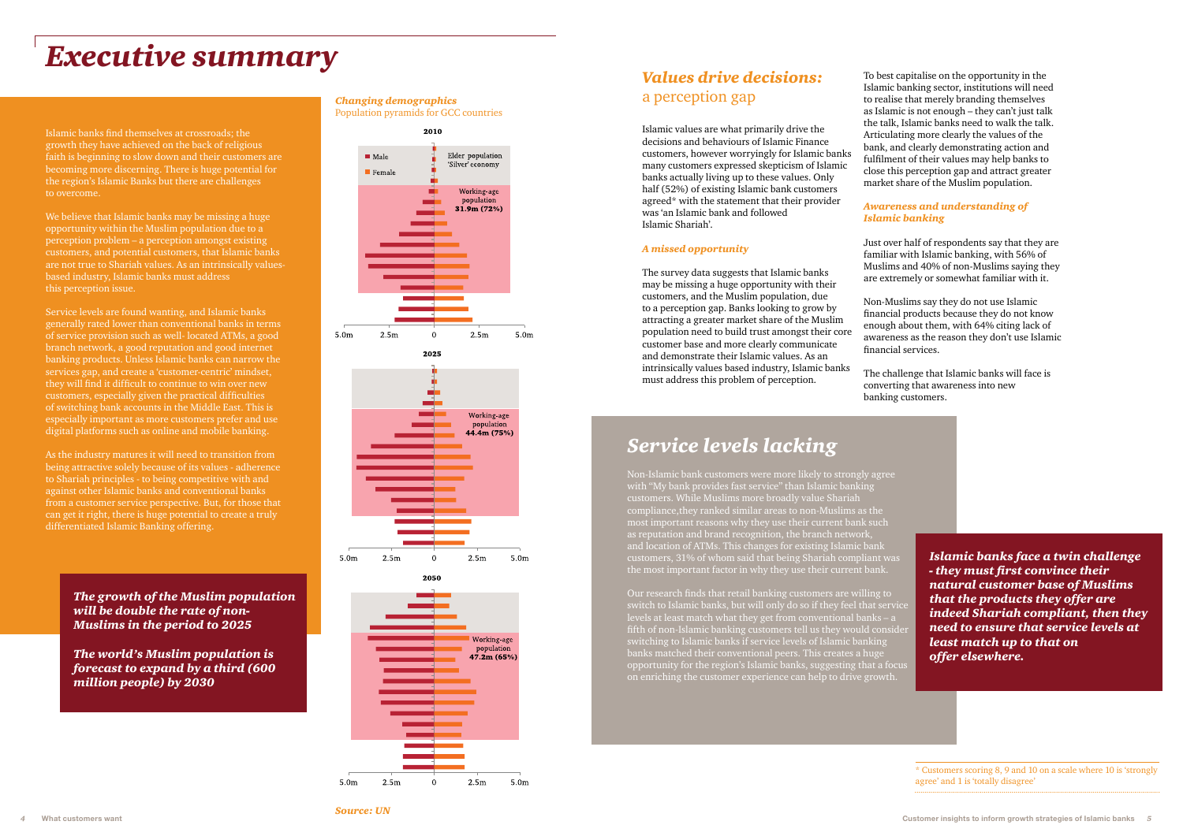# Executive summary

Islamic banks find themselves at crossroads; the growth they have achieved on the back of religious faith is beginning to slow down and their customers are becoming more discerning. There is huge potential for the region's Islamic Banks but there are challenges to overcome.

We believe that Islamic banks may be missing a huge opportunity within the Muslim population due to a perception problem – a perception amongst existing customers, and potential customers, that Islamic banks are not true to Shariah values. As an intrinsically values-based industry, Islamic banks must address this perception issue.

Service levels are found wanting, and Islamic banks generally rated lower than conventional banks in terms of service provision such as well- located ATMs, a good branch network, a good reputation and good internet banking products. Unless Islamic banks can narrow the services gap, and create a 'customer-centric' mindset, they will find it difficult to continue to win over new customers, especially given the practical difficulties of switching bank accounts in the Middle East. This is especially important as more customers prefer and use digital platforms such as online and mobile banking.

As the industry matures it will need to transition from being attractive solely because of its values - adherence to Shariah principles - to being competitive with and against other Islamic banks and conventional banks from a customer service perspective. But, for those that can get it right, there is huge potential to create a truly differentiated Islamic Banking offering.

***The growth of the Muslim population will be double the rate of non-Muslims in the period to 2025***

***The world's Muslim population is forecast to expand by a third (600 million people) by 2030***

***Changing demographics***
Population pyramids for GCC countries

**2010**

- Male
- Female
- Elder population 'Silver' economy
- Working-age population **31.9m (72%)**

**2025**

- Working-age population **44.4m (75%)**

**2050**

- Working-age population **47.2m (65%)**

5.0m 2.5m 0 2.5m 5.0m

***Source: UN***

## *Values drive decisions:* a perception gap

Islamic values are what primarily drive the decisions and behaviours of Islamic Finance customers, however worryingly for Islamic banks many customers expressed skepticism of Islamic banks actually living up to these values. Only half (52%) of existing Islamic bank customers agreed* with the statement that their provider was 'an Islamic bank and followed Islamic Shariah'.

### *A missed opportunity*

The survey data suggests that Islamic banks may be missing a huge opportunity with their customers, and the Muslim population, due to a perception gap. Banks looking to grow by attracting a greater market share of the Muslim population need to build trust amongst their core customer base and more clearly communicate and demonstrate their Islamic values. As an intrinsically values based industry, Islamic banks must address this problem of perception.

To best capitalise on the opportunity in the Islamic banking sector, institutions will need to realise that merely branding themselves as Islamic is not enough – they can't just talk the talk, Islamic banks need to walk the talk. Articulating more clearly the values of the bank, and clearly demonstrating action and fulfilment of their values may help banks to close this perception gap and attract greater market share of the Muslim population.

### *Awareness and understanding of Islamic banking*

Just over half of respondents say that they are familiar with Islamic banking, with 56% of Muslims and 40% of non-Muslims saying they are extremely or somewhat familiar with it.

Non-Muslims say they do not use Islamic financial products because they do not know enough about them, with 64% citing lack of awareness as the reason they don't use Islamic financial services.

The challenge that Islamic banks will face is converting that awareness into new banking customers.

## *Service levels lacking*

Non-Islamic bank customers were more likely to strongly agree with "My bank provides fast service" than Islamic banking customers. While Muslims more broadly value Shariah compliance,they ranked similar areas to non-Muslims as the most important reasons why they use their current bank such as reputation and brand recognition, the branch network, and location of ATMs. This changes for existing Islamic bank customers, 31% of whom said that being Shariah compliant was the most important factor in why they use their current bank.

Our research finds that retail banking customers are willing to switch to Islamic banks, but will only do so if they feel that service levels at least match what they get from conventional banks – a fifth of non-Islamic banking customers tell us they would consider switching to Islamic banks if service levels of Islamic banking banks matched their conventional peers. This creates a huge opportunity for the region's Islamic banks, suggesting that a focus on enriching the customer experience can help to drive growth.

***Islamic banks face a twin challenge - they must first convince their natural customer base of Muslims that the products they offer are indeed Shariah compliant, then they need to ensure that service levels at least match up to that on offer elsewhere.***

\* Customers scoring 8, 9 and 10 on a scale where 10 is 'strongly agree' and 1 is 'totally disagree'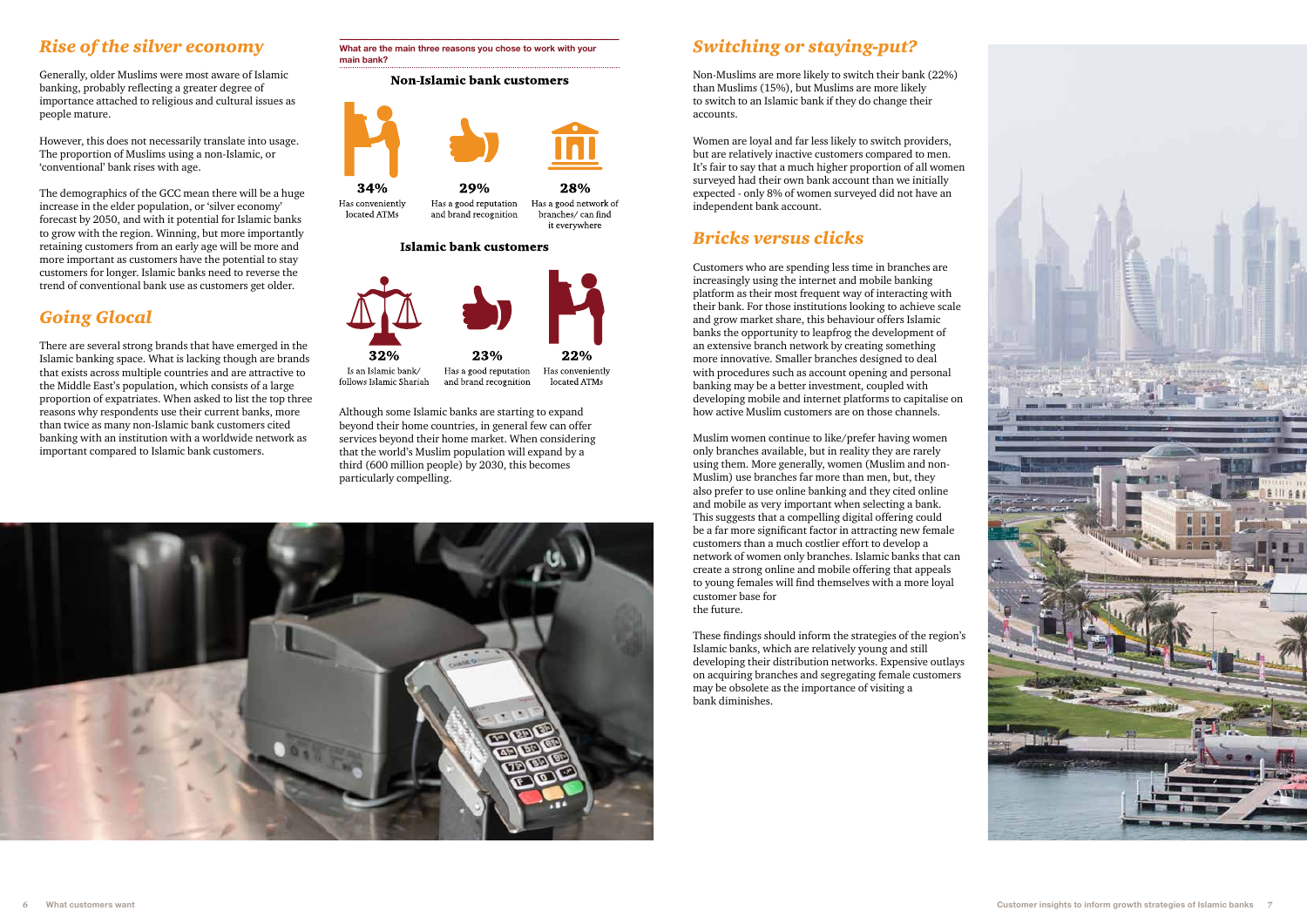## *Rise of the silver economy*

Generally, older Muslims were most aware of Islamic banking, probably reflecting a greater degree of importance attached to religious and cultural issues as people mature.

However, this does not necessarily translate into usage. The proportion of Muslims using a non-Islamic, or 'conventional' bank rises with age.

The demographics of the GCC mean there will be a huge increase in the elder population, or 'silver economy' forecast by 2050, and with it potential for Islamic banks to grow with the region. Winning, but more importantly retaining customers from an early age will be more and more important as customers have the potential to stay customers for longer. Islamic banks need to reverse the trend of conventional bank use as customers get older.

## *Going Glocal*

There are several strong brands that have emerged in the Islamic banking space. What is lacking though are brands that exists across multiple countries and are attractive to the Middle East's population, which consists of a large proportion of expatriates. When asked to list the top three reasons why respondents use their current banks, more than twice as many non-Islamic bank customers cited banking with an institution with a worldwide network as important compared to Islamic bank customers.

**What are the main three reasons you chose to work with your main bank?**

**Non-Islamic bank customers**

| 34% | 29% | 28% |
|---|---|---|
| Has conveniently located ATMs | Has a good reputation and brand recognition | Has a good network of branches/ can find it everywhere |

**Islamic bank customers**

| 32% | 23% | 22% |
|---|---|---|
| Is an Islamic bank/ follows Islamic Shariah | Has a good reputation and brand recognition | Has conveniently located ATMs |

Although some Islamic banks are starting to expand beyond their home countries, in general few can offer services beyond their home market. When considering that the world's Muslim population will expand by a third (600 million people) by 2030, this becomes particularly compelling.

## *Switching or staying-put?*

Non-Muslims are more likely to switch their bank (22%) than Muslims (15%), but Muslims are more likely to switch to an Islamic bank if they do change their accounts.

Women are loyal and far less likely to switch providers, but are relatively inactive customers compared to men. It's fair to say that a much higher proportion of all women surveyed had their own bank account than we initially expected - only 8% of women surveyed did not have an independent bank account.

## *Bricks versus clicks*

Customers who are spending less time in branches are increasingly using the internet and mobile banking platform as their most frequent way of interacting with their bank. For those institutions looking to achieve scale and grow market share, this behaviour offers Islamic banks the opportunity to leapfrog the development of an extensive branch network by creating something more innovative. Smaller branches designed to deal with procedures such as account opening and personal banking may be a better investment, coupled with developing mobile and internet platforms to capitalise on how active Muslim customers are on those channels.

Muslim women continue to like/prefer having women only branches available, but in reality they are rarely using them. More generally, women (Muslim and non-Muslim) use branches far more than men, but, they also prefer to use online banking and they cited online and mobile as very important when selecting a bank. This suggests that a compelling digital offering could be a far more significant factor in attracting new female customers than a much costlier effort to develop a network of women only branches. Islamic banks that can create a strong online and mobile offering that appeals to young females will find themselves with a more loyal customer base for the future.

These findings should inform the strategies of the region's Islamic banks, which are relatively young and still developing their distribution networks. Expensive outlays on acquiring branches and segregating female customers may be obsolete as the importance of visiting a bank diminishes.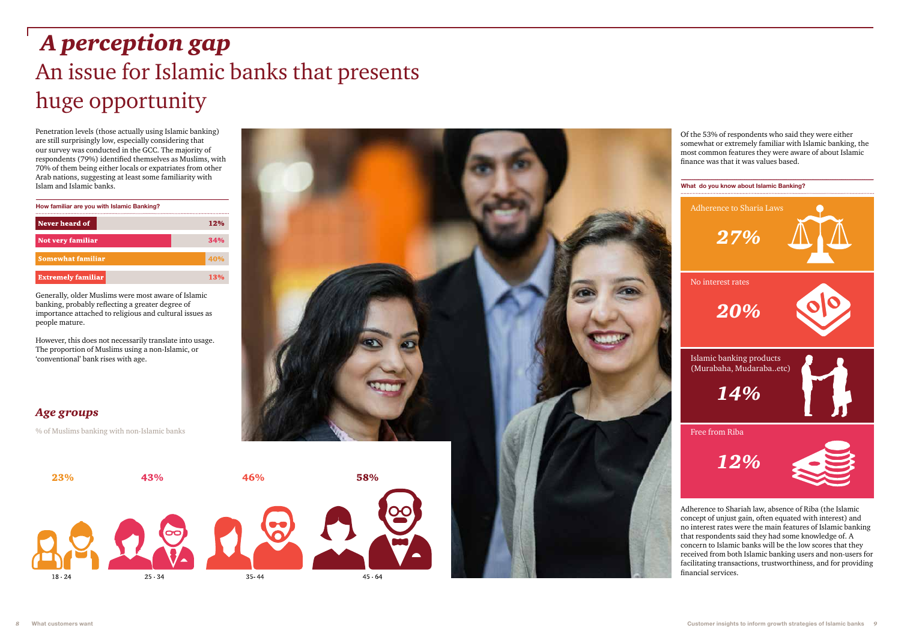# *A perception gap*

## An issue for Islamic banks that presents huge opportunity

Penetration levels (those actually using Islamic banking) are still surprisingly low, especially considering that our survey was conducted in the GCC. The majority of respondents (79%) identified themselves as Muslims, with 70% of them being either locals or expatriates from other Arab nations, suggesting at least some familiarity with Islam and Islamic banks.

**How familiar are you with Islamic Banking?**

| Response | % |
|---|---|
| Never heard of | 12% |
| Not very familiar | 34% |
| Somewhat familiar | 40% |
| Extremely familiar | 13% |

Generally, older Muslims were most aware of Islamic banking, probably reflecting a greater degree of importance attached to religious and cultural issues as people mature.

However, this does not necessarily translate into usage. The proportion of Muslims using a non-Islamic, or 'conventional' bank rises with age.

### *Age groups*

% of Muslims banking with non-Islamic banks

| Age group | % |
|---|---|
| 18 - 24 | 23% |
| 25 - 34 | 43% |
| 35 - 44 | 46% |
| 45 - 64 | 58% |

Of the 53% of respondents who said they were either somewhat or extremely familiar with Islamic banking, the most common features they were aware of about Islamic finance was that it was values based.

**What do you know about Islamic Banking?**

| Feature | % |
|---|---|
| Adherence to Sharia Laws | 27% |
| No interest rates | 20% |
| Islamic banking products (Murabaha, Mudaraba..etc) | 14% |
| Free from Riba | 12% |

Adherence to Shariah law, absence of Riba (the Islamic concept of unjust gain, often equated with interest) and no interest rates were the main features of Islamic banking that respondents said they had some knowledge of. A concern to Islamic banks will be the low scores that they received from both Islamic banking users and non-users for facilitating transactions, trustworthiness, and for providing financial services.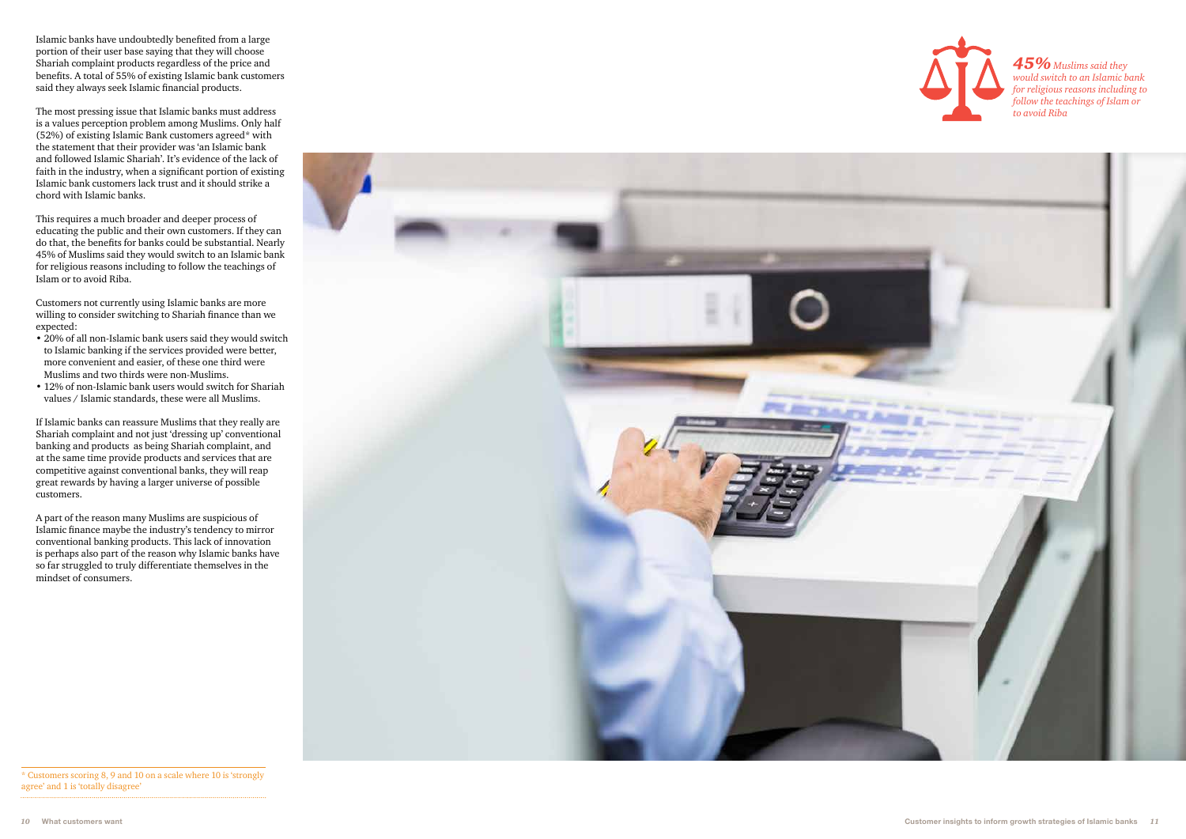Islamic banks have undoubtedly benefited from a large portion of their user base saying that they will choose Shariah complaint products regardless of the price and benefits. A total of 55% of existing Islamic bank customers said they always seek Islamic financial products.

The most pressing issue that Islamic banks must address is a values perception problem among Muslims. Only half (52%) of existing Islamic Bank customers agreed* with the statement that their provider was 'an Islamic bank and followed Islamic Shariah'. It's evidence of the lack of faith in the industry, when a significant portion of existing Islamic bank customers lack trust and it should strike a chord with Islamic banks.

This requires a much broader and deeper process of educating the public and their own customers. If they can do that, the benefits for banks could be substantial. Nearly 45% of Muslims said they would switch to an Islamic bank for religious reasons including to follow the teachings of Islam or to avoid Riba.

Customers not currently using Islamic banks are more willing to consider switching to Shariah finance than we expected:

- 20% of all non-Islamic bank users said they would switch to Islamic banking if the services provided were better, more convenient and easier, of these one third were Muslims and two thirds were non-Muslims.
- 12% of non-Islamic bank users would switch for Shariah values / Islamic standards, these were all Muslims.

If Islamic banks can reassure Muslims that they really are Shariah complaint and not just 'dressing up' conventional banking and products as being Shariah complaint, and at the same time provide products and services that are competitive against conventional banks, they will reap great rewards by having a larger universe of possible customers.

A part of the reason many Muslims are suspicious of Islamic finance maybe the industry's tendency to mirror conventional banking products. This lack of innovation is perhaps also part of the reason why Islamic banks have so far struggled to truly differentiate themselves in the mindset of consumers.

*45% Muslims said they would switch to an Islamic bank for religious reasons including to follow the teachings of Islam or to avoid Riba*

\* Customers scoring 8, 9 and 10 on a scale where 10 is 'strongly agree' and 1 is 'totally disagree'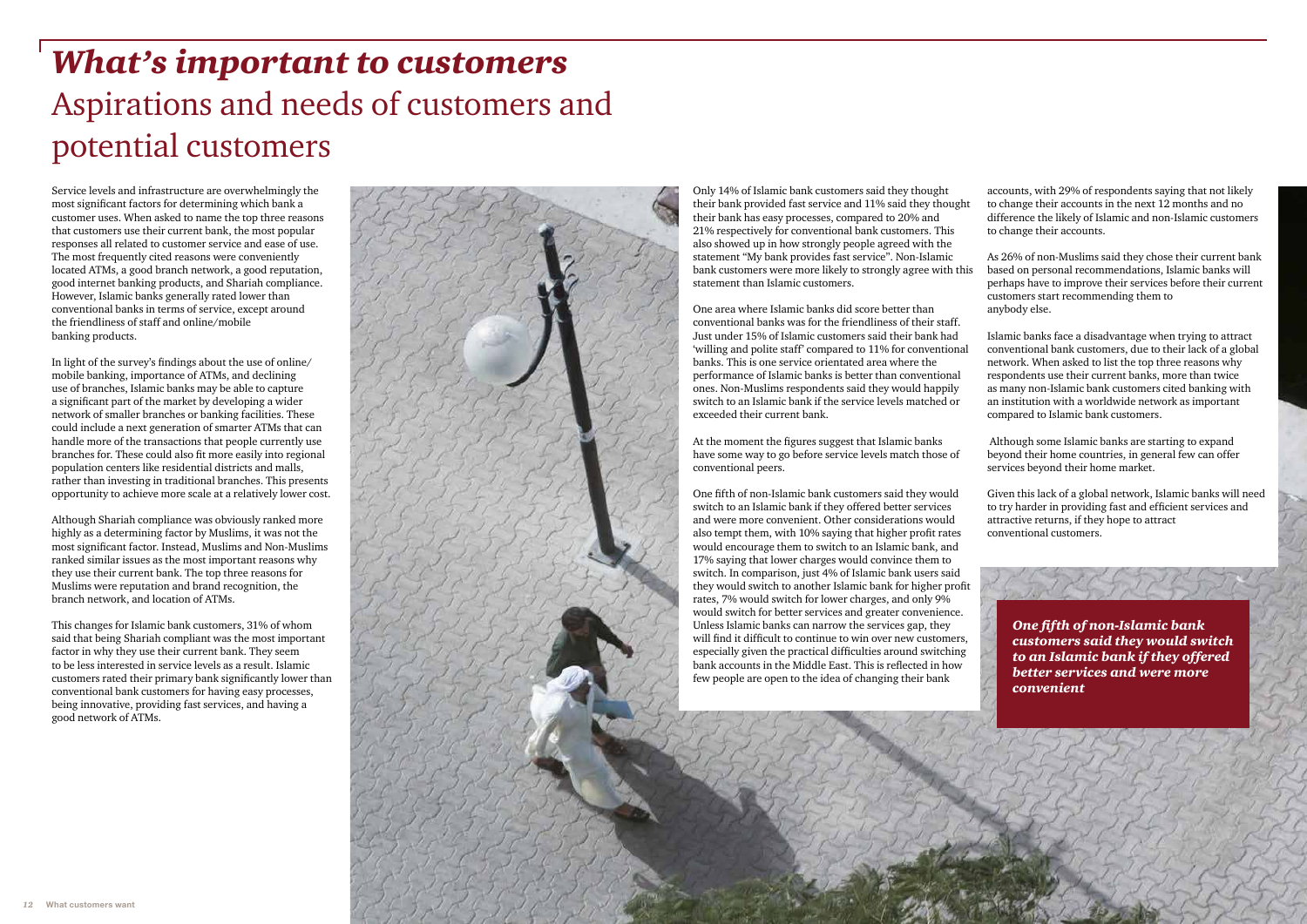# *What's important to customers*

## Aspirations and needs of customers and potential customers

Service levels and infrastructure are overwhelmingly the most significant factors for determining which bank a customer uses. When asked to name the top three reasons that customers use their current bank, the most popular responses all related to customer service and ease of use. The most frequently cited reasons were conveniently located ATMs, a good branch network, a good reputation, good internet banking products, and Shariah compliance. However, Islamic banks generally rated lower than conventional banks in terms of service, except around the friendliness of staff and online/mobile banking products.

In light of the survey's findings about the use of online/mobile banking, importance of ATMs, and declining use of branches, Islamic banks may be able to capture a significant part of the market by developing a wider network of smaller branches or banking facilities. These could include a next generation of smarter ATMs that can handle more of the transactions that people currently use branches for. These could also fit more easily into regional population centers like residential districts and malls, rather than investing in traditional branches. This presents opportunity to achieve more scale at a relatively lower cost.

Although Shariah compliance was obviously ranked more highly as a determining factor by Muslims, it was not the most significant factor. Instead, Muslims and Non-Muslims ranked similar issues as the most important reasons why they use their current bank. The top three reasons for Muslims were reputation and brand recognition, the branch network, and location of ATMs.

This changes for Islamic bank customers, 31% of whom said that being Shariah compliant was the most important factor in why they use their current bank. They seem to be less interested in service levels as a result. Islamic customers rated their primary bank significantly lower than conventional bank customers for having easy processes, being innovative, providing fast services, and having a good network of ATMs.

Only 14% of Islamic bank customers said they thought their bank provided fast service and 11% said they thought their bank has easy processes, compared to 20% and 21% respectively for conventional bank customers. This also showed up in how strongly people agreed with the statement "My bank provides fast service". Non-Islamic bank customers were more likely to strongly agree with this statement than Islamic customers.

One area where Islamic banks did score better than conventional banks was for the friendliness of their staff. Just under 15% of Islamic customers said their bank had 'willing and polite staff' compared to 11% for conventional banks. This is one service orientated area where the performance of Islamic banks is better than conventional ones. Non-Muslims respondents said they would happily switch to an Islamic bank if the service levels matched or exceeded their current bank.

At the moment the figures suggest that Islamic banks have some way to go before service levels match those of conventional peers.

One fifth of non-Islamic bank customers said they would switch to an Islamic bank if they offered better services and were more convenient. Other considerations would also tempt them, with 10% saying that higher profit rates would encourage them to switch to an Islamic bank, and 17% saying that lower charges would convince them to switch. In comparison, just 4% of Islamic bank users said they would switch to another Islamic bank for higher profit rates, 7% would switch for lower charges, and only 9% would switch for better services and greater convenience. Unless Islamic banks can narrow the services gap, they will find it difficult to continue to win over new customers, especially given the practical difficulties around switching bank accounts in the Middle East. This is reflected in how few people are open to the idea of changing their bank accounts, with 29% of respondents saying that not likely to change their accounts in the next 12 months and no difference the likely of Islamic and non-Islamic customers to change their accounts.

As 26% of non-Muslims said they chose their current bank based on personal recommendations, Islamic banks will perhaps have to improve their services before their current customers start recommending them to anybody else.

Islamic banks face a disadvantage when trying to attract conventional bank customers, due to their lack of a global network. When asked to list the top three reasons why respondents use their current banks, more than twice as many non-Islamic bank customers cited banking with an institution with a worldwide network as important compared to Islamic bank customers.

Although some Islamic banks are starting to expand beyond their home countries, in general few can offer services beyond their home market.

Given this lack of a global network, Islamic banks will need to try harder in providing fast and efficient services and attractive returns, if they hope to attract conventional customers.

***One fifth of non-Islamic bank customers said they would switch to an Islamic bank if they offered better services and were more convenient***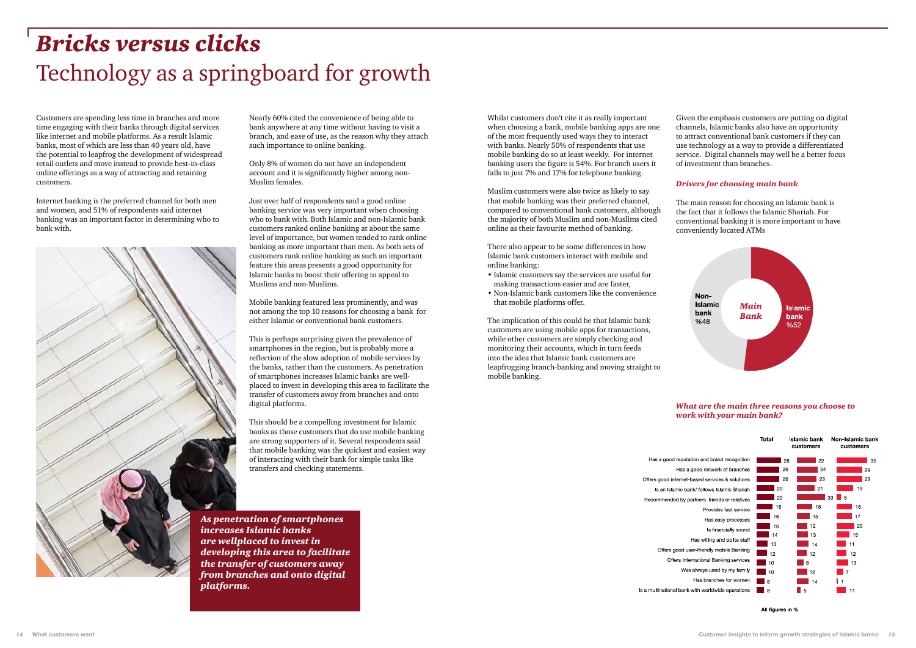# *Bricks versus clicks*

## Technology as a springboard for growth

Customers are spending less time in branches and more time engaging with their banks through digital services like internet and mobile platforms. As a result Islamic banks, most of which are less than 40 years old, have the potential to leapfrog the development of widespread retail outlets and move instead to provide best-in-class online offerings as a way of attracting and retaining customers.

Internet banking is the preferred channel for both men and women, and 51% of respondents said internet banking was an important factor in determining who to bank with.

Nearly 60% cited the convenience of being able to bank anywhere at any time without having to visit a branch, and ease of use, as the reason why they attach such importance to online banking.

Only 8% of women do not have an independent account and it is significantly higher among non-Muslim females.

Just over half of respondents said a good online banking service was very important when choosing who to bank with. Both Islamic and non-Islamic bank customers ranked online banking at about the same level of importance, but women tended to rank online banking as more important than men. As both sets of customers rank online banking as such an important feature this areas presents a good opportunity for Islamic banks to boost their offering to appeal to Muslims and non-Muslims.

Mobile banking featured less prominently, and was not among the top 10 reasons for choosing a bank for either Islamic or conventional bank customers.

This is perhaps surprising given the prevalence of smartphones in the region, but is probably more a reflection of the slow adoption of mobile services by the banks, rather than the customers. As penetration of smartphones increases Islamic banks are well-placed to invest in developing this area to facilitate the transfer of customers away from branches and onto digital platforms.

This should be a compelling investment for Islamic banks as those customers that do use mobile banking are strong supporters of it. Several respondents said that mobile banking was the quickest and easiest way of interacting with their bank for simple tasks like transfers and checking statements.

***As penetration of smartphones increases Islamic banks are wellplaced to invest in developing this area to facilitate the transfer of customers away from branches and onto digital platforms.***

Whilst customers don't cite it as really important when choosing a bank, mobile banking apps are one of the most frequently used ways they to interact with banks. Nearly 50% of respondents that use mobile banking do so at least weekly. For internet banking users the figure is 54%. For branch users it falls to just 7% and 17% for telephone banking.

Muslim customers were also twice as likely to say that mobile banking was their preferred channel, compared to conventional bank customers, although the majority of both Muslim and non-Muslims cited online as their favourite method of banking.

There also appear to be some differences in how Islamic bank customers interact with mobile and online banking:

- Islamic customers say the services are useful for making transactions easier and are faster,
- Non-Islamic bank customers like the convenience that mobile platforms offer.

The implication of this could be that Islamic bank customers are using mobile apps for transactions, while other customers are simply checking and monitoring their accounts, which in turn feeds into the idea that Islamic bank customers are leapfrogging branch-banking and moving straight to mobile banking.

Given the emphasis customers are putting on digital channels, Islamic banks also have an opportunity to attract conventional bank customers if they can use technology as a way to provide a differentiated service. Digital channels may well be a better focus of investment than branches.

### *Drivers for choosing main bank*

The main reason for choosing an Islamic bank is the fact that it follows the Islamic Shariah. For conventional banking it is more important to have conveniently located ATMs

*Main Bank*

| Main Bank | % |
|---|---|
| Islamic bank | %52 |
| Non-Islamic bank | %48 |

### *What are the main three reasons you choose to work with your main bank?*

| | Total | Islamic bank customers | Non-Islamic bank customers |
|---|---|---|---|
| Has a good reputation and brand recognition | 28 | 22 | 35 |
| Has a good network of branches | 26 | 24 | 29 |
| Offers good internet-based services & solutions | 26 | 23 | 29 |
| Is an Islamic bank/ follows Islamic Shariah | 20 | 21 | 19 |
| Recommended by partners, friends or relatives | 20 | 33 | 5 |
| Provides fast service | 18 | 18 | 18 |
| Has easy processes | 16 | 15 | 17 |
| Is financially sound | 16 | 12 | 20 |
| Has willing and polite staff | 14 | 13 | 15 |
| Offers good user-friendly mobile Banking | 13 | 14 | 11 |
| Offers International Banking services | 12 | 12 | 12 |
| Was always used by my family | 10 | 8 | 13 |
| Has branches for women | 10 | 12 | 7 |
| Is a multinational bank with worldwide operations | 8 | 14 | 1 |
| | 8 | 5 | 11 |

All figures in %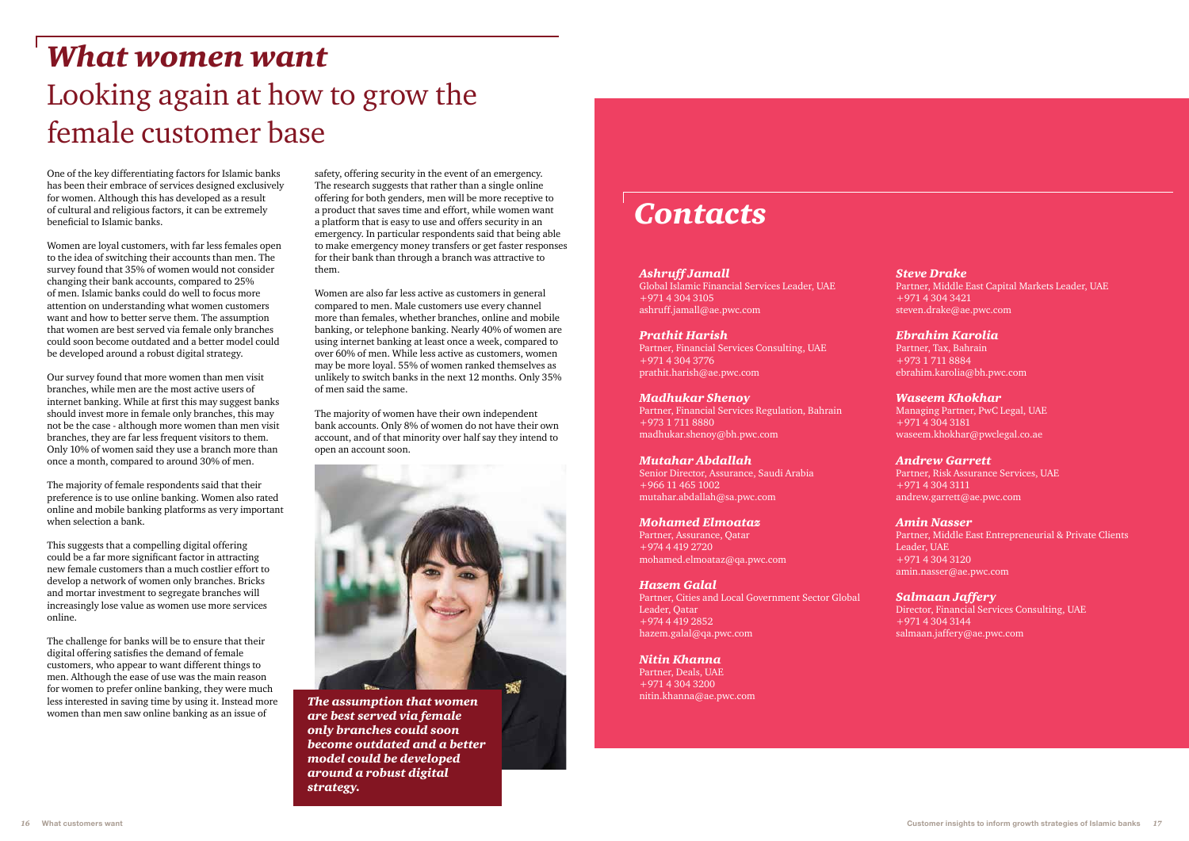# *What women want*

## Looking again at how to grow the female customer base

One of the key differentiating factors for Islamic banks has been their embrace of services designed exclusively for women. Although this has developed as a result of cultural and religious factors, it can be extremely beneficial to Islamic banks.

Women are loyal customers, with far less females open to the idea of switching their accounts than men. The survey found that 35% of women would not consider changing their bank accounts, compared to 25% of men. Islamic banks could do well to focus more attention on understanding what women customers want and how to better serve them. The assumption that women are best served via female only branches could soon become outdated and a better model could be developed around a robust digital strategy.

Our survey found that more women than men visit branches, while men are the most active users of internet banking. While at first this may suggest banks should invest more in female only branches, this may not be the case - although more women than men visit branches, they are far less frequent visitors to them. Only 10% of women said they use a branch more than once a month, compared to around 30% of men.

The majority of female respondents said that their preference is to use online banking. Women also rated online and mobile banking platforms as very important when selection a bank.

This suggests that a compelling digital offering could be a far more significant factor in attracting new female customers than a much costlier effort to develop a network of women only branches. Bricks and mortar investment to segregate branches will increasingly lose value as women use more services online.

The challenge for banks will be to ensure that their digital offering satisfies the demand of female customers, who appear to want different things to men. Although the ease of use was the main reason for women to prefer online banking, they were much less interested in saving time by using it. Instead more women than men saw online banking as an issue of safety, offering security in the event of an emergency. The research suggests that rather than a single online offering for both genders, men will be more receptive to a product that saves time and effort, while women want a platform that is easy to use and offers security in an emergency. In particular respondents said that being able to make emergency money transfers or get faster responses for their bank than through a branch was attractive to them.

Women are also far less active as customers in general compared to men. Male customers use every channel more than females, whether branches, online and mobile banking, or telephone banking. Nearly 40% of women are using internet banking at least once a week, compared to over 60% of men. While less active as customers, women may be more loyal. 55% of women ranked themselves as unlikely to switch banks in the next 12 months. Only 35% of men said the same.

The majority of women have their own independent bank accounts. Only 8% of women do not have their own account, and of that minority over half say they intend to open an account soon.

***The assumption that women are best served via female only branches could soon become outdated and a better model could be developed around a robust digital strategy.***

# *Contacts*

***Ashruff Jamall***
Global Islamic Financial Services Leader, UAE
+971 4 304 3105
ashruff.jamall@ae.pwc.com

***Prathit Harish***
Partner, Financial Services Consulting, UAE
+971 4 304 3776
prathit.harish@ae.pwc.com

***Madhukar Shenoy***
Partner, Financial Services Regulation, Bahrain
+973 1 711 8880
madhukar.shenoy@bh.pwc.com

***Mutahar Abdallah***
Senior Director, Assurance, Saudi Arabia
+966 11 465 1002
mutahar.abdallah@sa.pwc.com

***Mohamed Elmoataz***
Partner, Assurance, Qatar
+974 4 419 2720
mohamed.elmoataz@qa.pwc.com

***Hazem Galal***
Partner, Cities and Local Government Sector Global Leader, Qatar
+974 4 419 2852
hazem.galal@qa.pwc.com

***Nitin Khanna***
Partner, Deals, UAE
+971 4 304 3200
nitin.khanna@ae.pwc.com

***Steve Drake***
Partner, Middle East Capital Markets Leader, UAE
+971 4 304 3421
steven.drake@ae.pwc.com

***Ebrahim Karolia***
Partner, Tax, Bahrain
+973 1 711 8884
ebrahim.karolia@bh.pwc.com

***Waseem Khokhar***
Managing Partner, PwC Legal, UAE
+971 4 304 3181
waseem.khokhar@pwclegal.co.ae

***Andrew Garrett***
Partner, Risk Assurance Services, UAE
+971 4 304 3111
andrew.garrett@ae.pwc.com

***Amin Nasser***
Partner, Middle East Entrepreneurial & Private Clients Leader, UAE
+971 4 304 3120
amin.nasser@ae.pwc.com

***Salmaan Jaffery***
Director, Financial Services Consulting, UAE
+971 4 304 3144
salmaan.jaffery@ae.pwc.com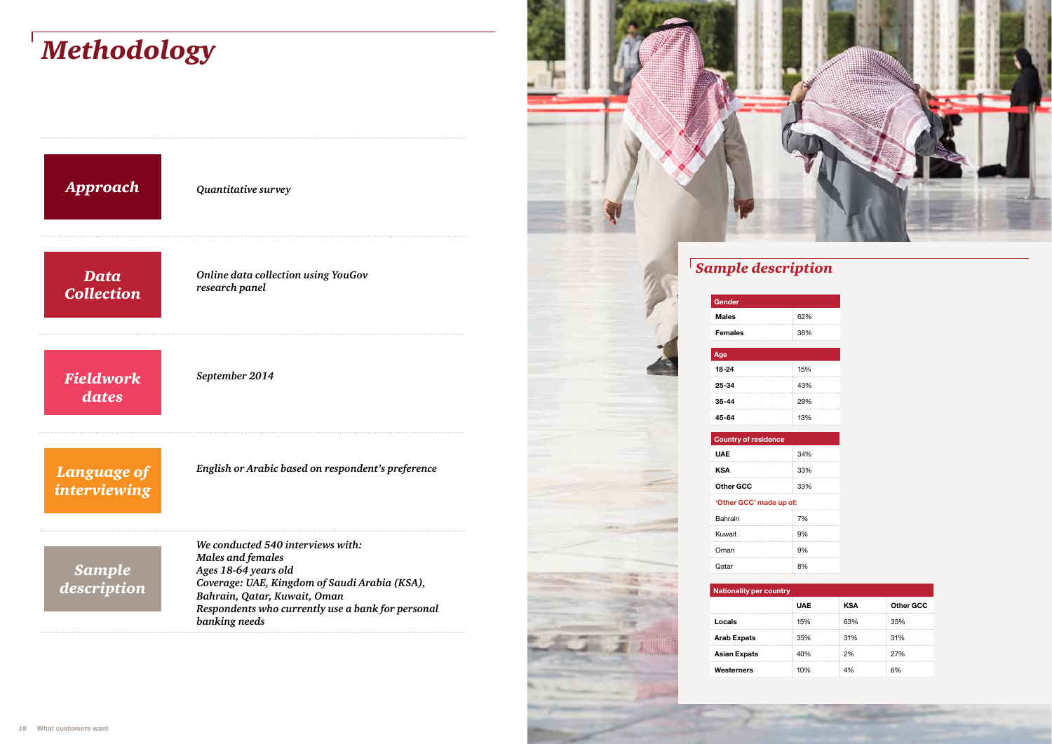# Methodology

| | |
|---|---|
| **Approach** | *Quantitative survey* |
| **Data Collection** | *Online data collection using YouGov research panel* |
| **Fieldwork dates** | *September 2014* |
| **Language of interviewing** | *English or Arabic based on respondent's preference* |
| **Sample description** | *We conducted 540 interviews with:*<br>*Males and females*<br>*Ages 18-64 years old*<br>*Coverage: UAE, Kingdom of Saudi Arabia (KSA), Bahrain, Qatar, Kuwait, Oman*<br>*Respondents who currently use a bank for personal banking needs* |

## Sample description

| Gender | |
|---|---|
| **Males** | 62% |
| **Females** | 38% |

| Age | |
|---|---|
| **18-24** | 15% |
| **25-34** | 43% |
| **35-44** | 29% |
| **45-64** | 13% |

| Country of residence | |
|---|---|
| **UAE** | 34% |
| **KSA** | 33% |
| **Other GCC** | 33% |
| **'Other GCC' made up of:** | |
| Bahrain | 7% |
| Kuwait | 9% |
| Oman | 9% |
| Qatar | 8% |

| Nationality per country | UAE | KSA | Other GCC |
|---|---|---|---|
| **Locals** | 15% | 63% | 35% |
| **Arab Expats** | 35% | 31% | 31% |
| **Asian Expats** | 40% | 2% | 27% |
| **Westerners** | 10% | 4% | 6% |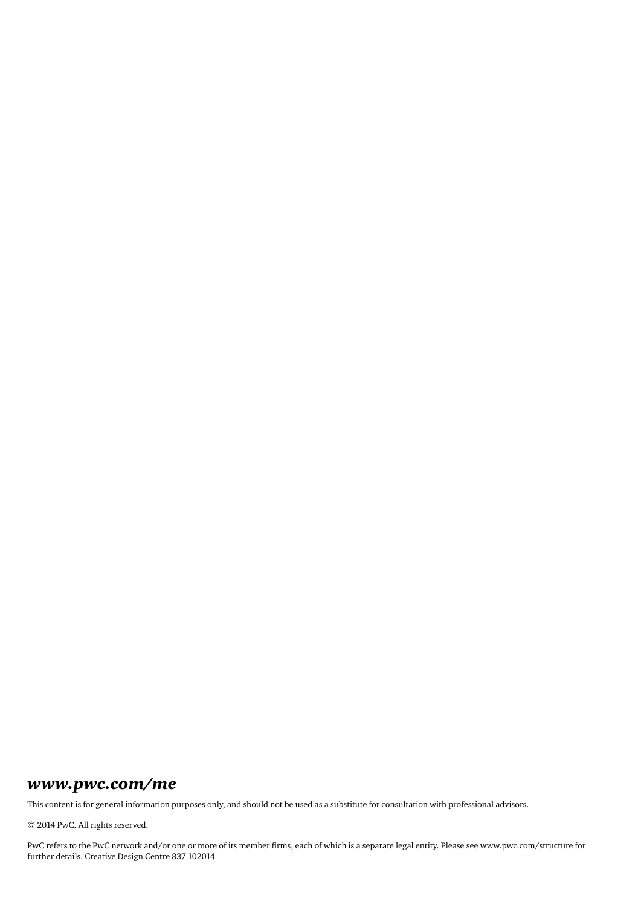***www.pwc.com/me***

This content is for general information purposes only, and should not be used as a substitute for consultation with professional advisors.

© 2014 PwC. All rights reserved.

PwC refers to the PwC network and/or one or more of its member firms, each of which is a separate legal entity. Please see www.pwc.com/structure for further details. Creative Design Centre 837 102014